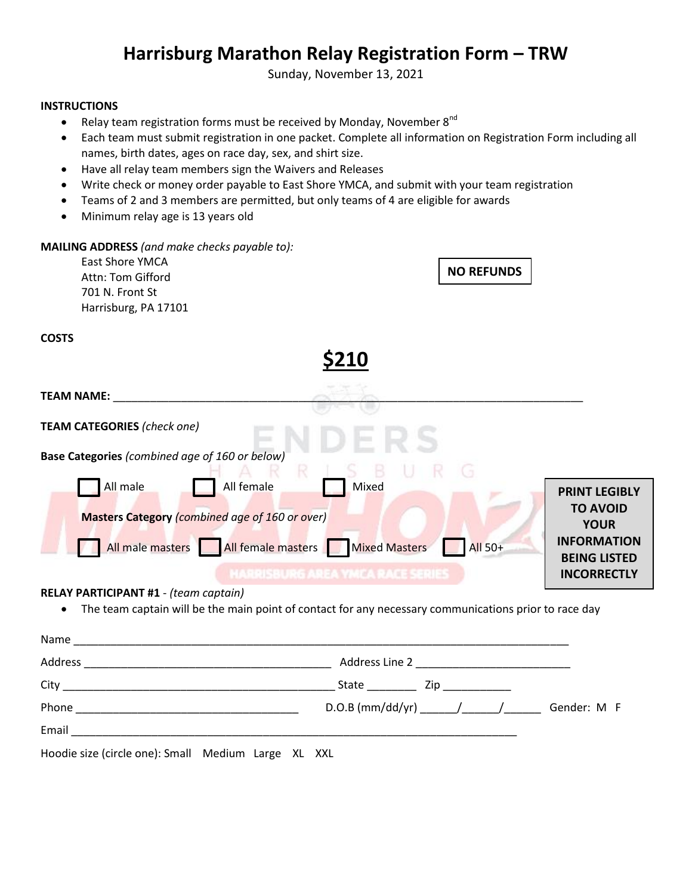# Harrisburg Marathon Relay Registration Form – TRW

Sunday, November 13, 2021

**INSTRUCTIONS**

- Relay team registration forms must be received by Monday, November 8nd
- Each team must submit registration in one packet. Complete all information on Registration Form including all names, birth dates, ages on race day, sex, and shirt size.
- Have all relay team members sign the Waivers and Releases
- Write check or money order payable to East Shore YMCA, and submit with your team registration
- Teams of 2 and 3 members are permitted, but only teams of 4 are eligible for awards
- Minimum relay age is 13 years old

**MAILING ADDRESS** *(and make checks payable to):*

East Shore YMCA
Attn: Tom Gifford
701 N. Front St
Harrisburg, PA 17101

**NO REFUNDS**

**COSTS**

**$210**

**TEAM NAME:** ____________________________________________________________________________

**TEAM CATEGORIES** *(check one)*

**Base Categories** *(combined age of 160 or below)*

☐ All male ☐ All female ☐ Mixed

**Masters Category** *(combined age of 160 or over)*

☐ All male masters ☐ All female masters ☐ Mixed Masters ☐ All 50+

**PRINT LEGIBLY TO AVOID YOUR INFORMATION BEING LISTED INCORRECTLY**

**RELAY PARTICIPANT #1** - *(team captain)*

- The team captain will be the main point of contact for any necessary communications prior to race day

Name ____________________________________________________________________________

Address ________________________________________ Address Line 2 ________________________

City ____________________________________________ State ________ Zip ___________

Phone ___________________________________ D.O.B (mm/dd/yr) ______/______/______ Gender: M F

Email __________________________________________________________________________

Hoodie size (circle one): Small Medium Large XL XXL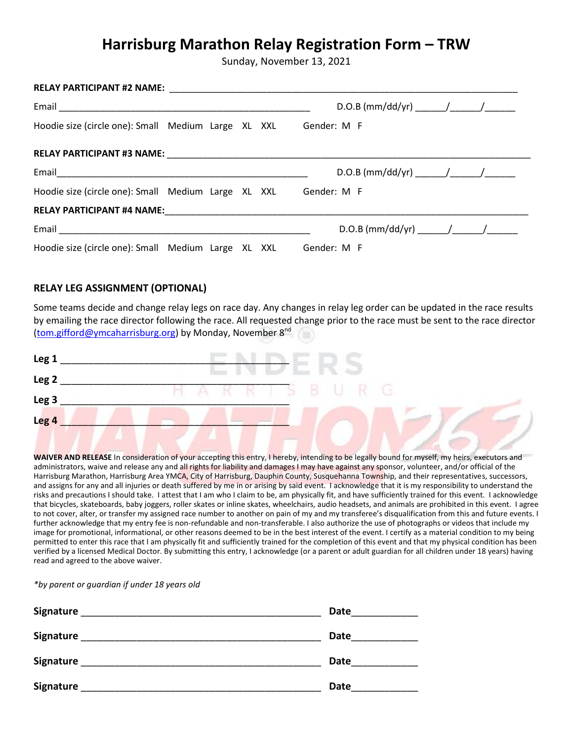# Harrisburg Marathon Relay Registration Form – TRW

Sunday, November 13, 2021

**RELAY PARTICIPANT #2 NAME:** ______________________________________________

Email ______________________________________ D.O.B (mm/dd/yr) ______/______/______

Hoodie size (circle one): Small Medium Large XL XXL Gender: M F

**RELAY PARTICIPANT #3 NAME:** ______________________________________________

Email ______________________________________ D.O.B (mm/dd/yr) ______/______/______

Hoodie size (circle one): Small Medium Large XL XXL Gender: M F

**RELAY PARTICIPANT #4 NAME:** ______________________________________________

Email ______________________________________ D.O.B (mm/dd/yr) ______/______/______

Hoodie size (circle one): Small Medium Large XL XXL Gender: M F

## RELAY LEG ASSIGNMENT (OPTIONAL)

Some teams decide and change relay legs on race day. Any changes in relay leg order can be updated in the race results by emailing the race director following the race. All requested change prior to the race must be sent to the race director (tom.gifford@ymcaharrisburg.org) by Monday, November 8th

**Leg 1** ________________________________________

**Leg 2** ________________________________________

**Leg 3** ________________________________________

**Leg 4** ________________________________________

**WAIVER AND RELEASE** In consideration of your accepting this entry, I hereby, intending to be legally bound for myself, my heirs, executors and administrators, waive and release any and all rights for liability and damages I may have against any sponsor, volunteer, and/or official of the Harrisburg Marathon, Harrisburg Area YMCA, City of Harrisburg, Dauphin County, Susquehanna Township, and their representatives, successors, and assigns for any and all injuries or death suffered by me in or arising by said event. I acknowledge that it is my responsibility to understand the risks and precautions I should take. I attest that I am who I claim to be, am physically fit, and have sufficiently trained for this event. I acknowledge that bicycles, skateboards, baby joggers, roller skates or inline skates, wheelchairs, audio headsets, and animals are prohibited in this event. I agree to not cover, alter, or transfer my assigned race number to another on pain of my and my transferee's disqualification from this and future events. I further acknowledge that my entry fee is non-refundable and non-transferable. I also authorize the use of photographs or videos that include my image for promotional, informational, or other reasons deemed to be in the best interest of the event. I certify as a material condition to my being permitted to enter this race that I am physically fit and sufficiently trained for the completion of this event and that my physical condition has been verified by a licensed Medical Doctor. By submitting this entry, I acknowledge (or a parent or adult guardian for all children under 18 years) having read and agreed to the above waiver.

*\*by parent or guardian if under 18 years old*

**Signature** ________________________________________ **Date**____________

**Signature** ________________________________________ **Date**____________

**Signature** ________________________________________ **Date**____________

**Signature** ________________________________________ **Date**____________